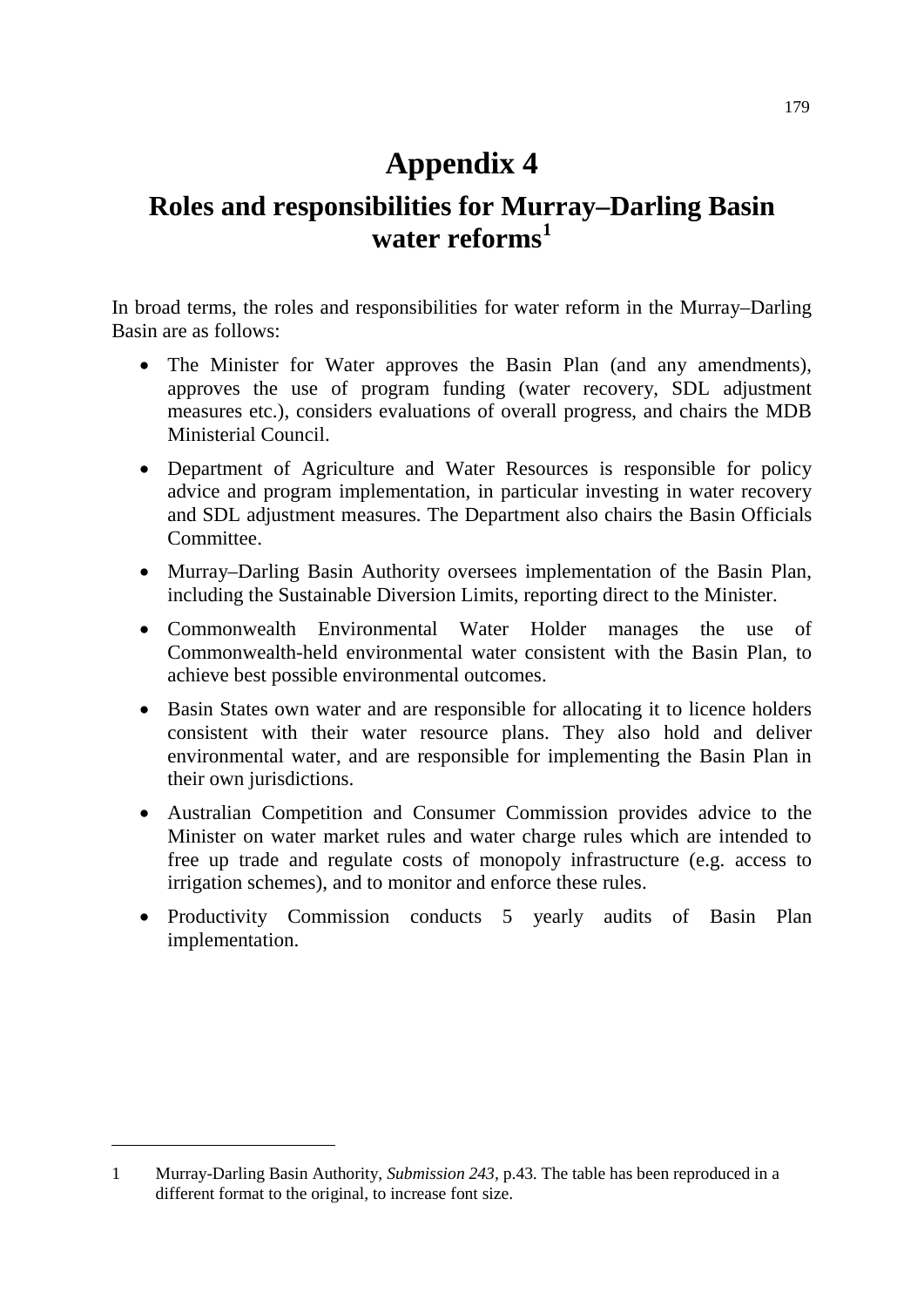# Appendix 4

## Roles and responsibilities for Murray–Darling Basin water reforms[1]

In broad terms, the roles and responsibilities for water reform in the Murray–Darling Basin are as follows:

- The Minister for Water approves the Basin Plan (and any amendments), approves the use of program funding (water recovery, SDL adjustment measures etc.), considers evaluations of overall progress, and chairs the MDB Ministerial Council.
- Department of Agriculture and Water Resources is responsible for policy advice and program implementation, in particular investing in water recovery and SDL adjustment measures. The Department also chairs the Basin Officials Committee.
- Murray–Darling Basin Authority oversees implementation of the Basin Plan, including the Sustainable Diversion Limits, reporting direct to the Minister.
- Commonwealth Environmental Water Holder manages the use of Commonwealth-held environmental water consistent with the Basin Plan, to achieve best possible environmental outcomes.
- Basin States own water and are responsible for allocating it to licence holders consistent with their water resource plans. They also hold and deliver environmental water, and are responsible for implementing the Basin Plan in their own jurisdictions.
- Australian Competition and Consumer Commission provides advice to the Minister on water market rules and water charge rules which are intended to free up trade and regulate costs of monopoly infrastructure (e.g. access to irrigation schemes), and to monitor and enforce these rules.
- Productivity Commission conducts 5 yearly audits of Basin Plan implementation.

---

1 Murray-Darling Basin Authority, *Submission 243,* p.43. The table has been reproduced in a different format to the original, to increase font size.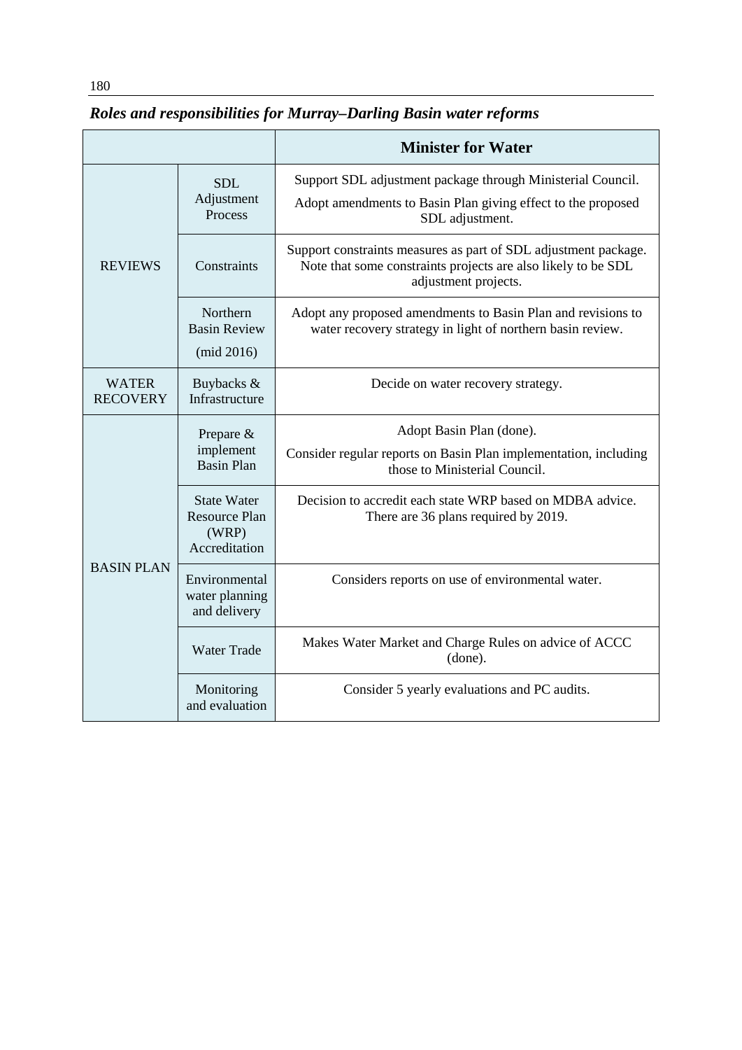***Roles and responsibilities for Murray–Darling Basin water reforms***

| | | Minister for Water |
|---|---|---|
| REVIEWS | SDL Adjustment Process | Support SDL adjustment package through Ministerial Council. Adopt amendments to Basin Plan giving effect to the proposed SDL adjustment. |
| | Constraints | Support constraints measures as part of SDL adjustment package. Note that some constraints projects are also likely to be SDL adjustment projects. |
| | Northern Basin Review (mid 2016) | Adopt any proposed amendments to Basin Plan and revisions to water recovery strategy in light of northern basin review. |
| WATER RECOVERY | Buybacks & Infrastructure | Decide on water recovery strategy. |
| BASIN PLAN | Prepare & implement Basin Plan | Adopt Basin Plan (done). Consider regular reports on Basin Plan implementation, including those to Ministerial Council. |
| | State Water Resource Plan (WRP) Accreditation | Decision to accredit each state WRP based on MDBA advice. There are 36 plans required by 2019. |
| | Environmental water planning and delivery | Considers reports on use of environmental water. |
| | Water Trade | Makes Water Market and Charge Rules on advice of ACCC (done). |
| | Monitoring and evaluation | Consider 5 yearly evaluations and PC audits. |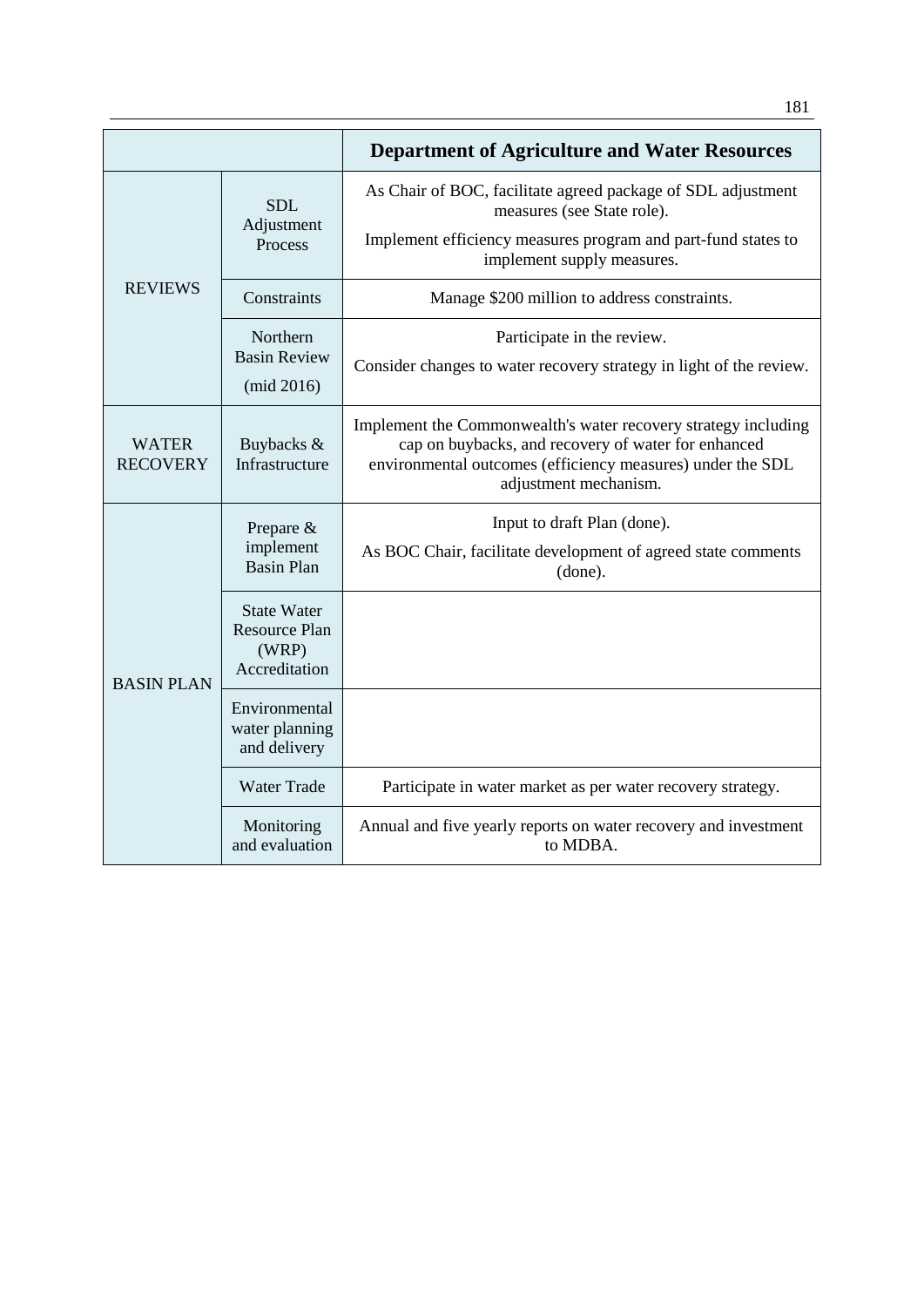| | | Department of Agriculture and Water Resources |
|---|---|---|
| REVIEWS | SDL Adjustment Process | As Chair of BOC, facilitate agreed package of SDL adjustment measures (see State role).<br><br>Implement efficiency measures program and part-fund states to implement supply measures. |
| | Constraints | Manage $200 million to address constraints. |
| | Northern Basin Review (mid 2016) | Participate in the review.<br><br>Consider changes to water recovery strategy in light of the review. |
| WATER RECOVERY | Buybacks & Infrastructure | Implement the Commonwealth's water recovery strategy including cap on buybacks, and recovery of water for enhanced environmental outcomes (efficiency measures) under the SDL adjustment mechanism. |
| BASIN PLAN | Prepare & implement Basin Plan | Input to draft Plan (done).<br><br>As BOC Chair, facilitate development of agreed state comments (done). |
| | State Water Resource Plan (WRP) Accreditation | |
| | Environmental water planning and delivery | |
| | Water Trade | Participate in water market as per water recovery strategy. |
| | Monitoring and evaluation | Annual and five yearly reports on water recovery and investment to MDBA. |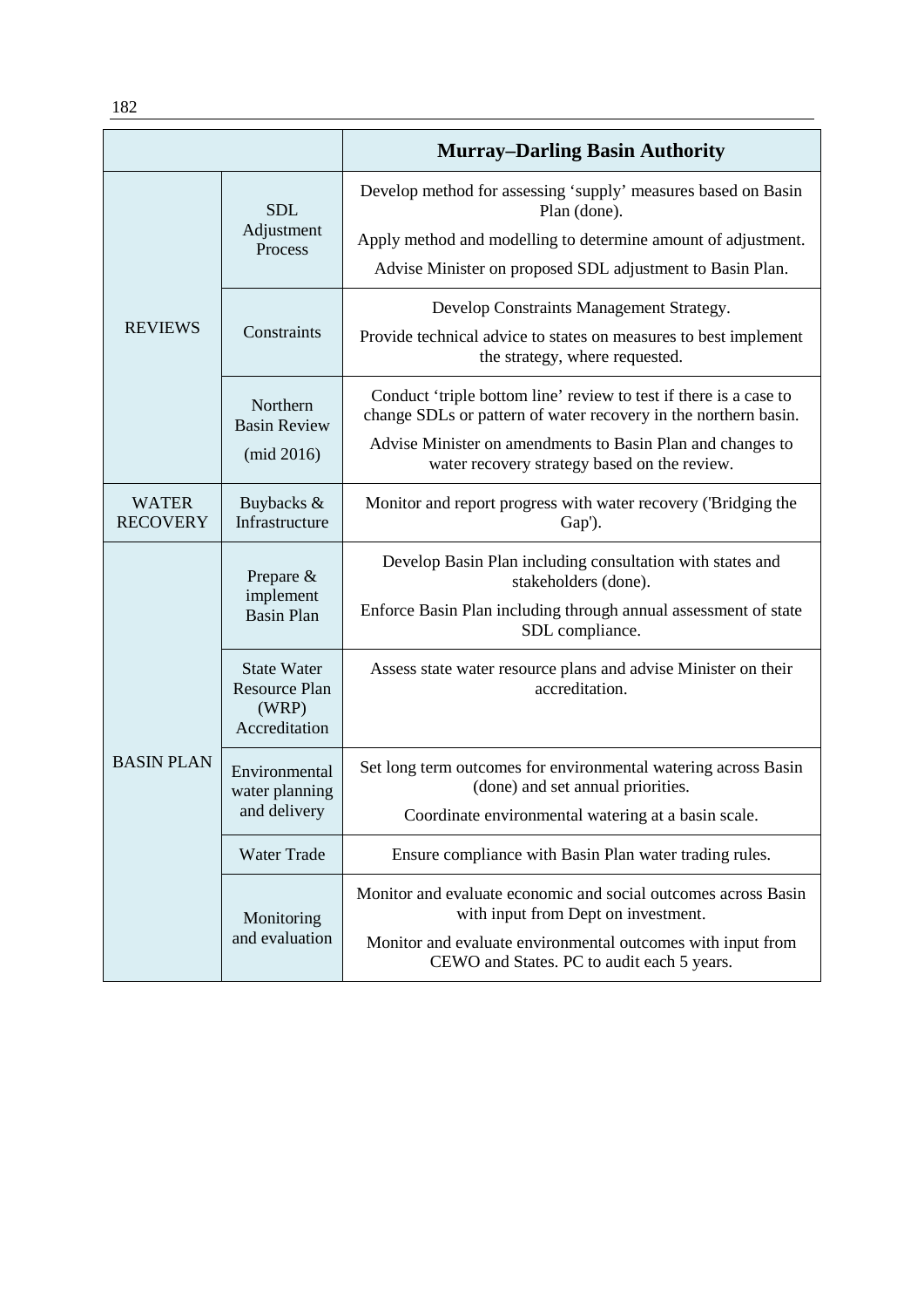| | | Murray–Darling Basin Authority |
|---|---|---|
| REVIEWS | SDL Adjustment Process | Develop method for assessing 'supply' measures based on Basin Plan (done). Apply method and modelling to determine amount of adjustment. Advise Minister on proposed SDL adjustment to Basin Plan. |
| | Constraints | Develop Constraints Management Strategy. Provide technical advice to states on measures to best implement the strategy, where requested. |
| | Northern Basin Review (mid 2016) | Conduct 'triple bottom line' review to test if there is a case to change SDLs or pattern of water recovery in the northern basin. Advise Minister on amendments to Basin Plan and changes to water recovery strategy based on the review. |
| WATER RECOVERY | Buybacks & Infrastructure | Monitor and report progress with water recovery ('Bridging the Gap'). |
| BASIN PLAN | Prepare & implement Basin Plan | Develop Basin Plan including consultation with states and stakeholders (done). Enforce Basin Plan including through annual assessment of state SDL compliance. |
| | State Water Resource Plan (WRP) Accreditation | Assess state water resource plans and advise Minister on their accreditation. |
| | Environmental water planning and delivery | Set long term outcomes for environmental watering across Basin (done) and set annual priorities. Coordinate environmental watering at a basin scale. |
| | Water Trade | Ensure compliance with Basin Plan water trading rules. |
| | Monitoring and evaluation | Monitor and evaluate economic and social outcomes across Basin with input from Dept on investment. Monitor and evaluate environmental outcomes with input from CEWO and States. PC to audit each 5 years. |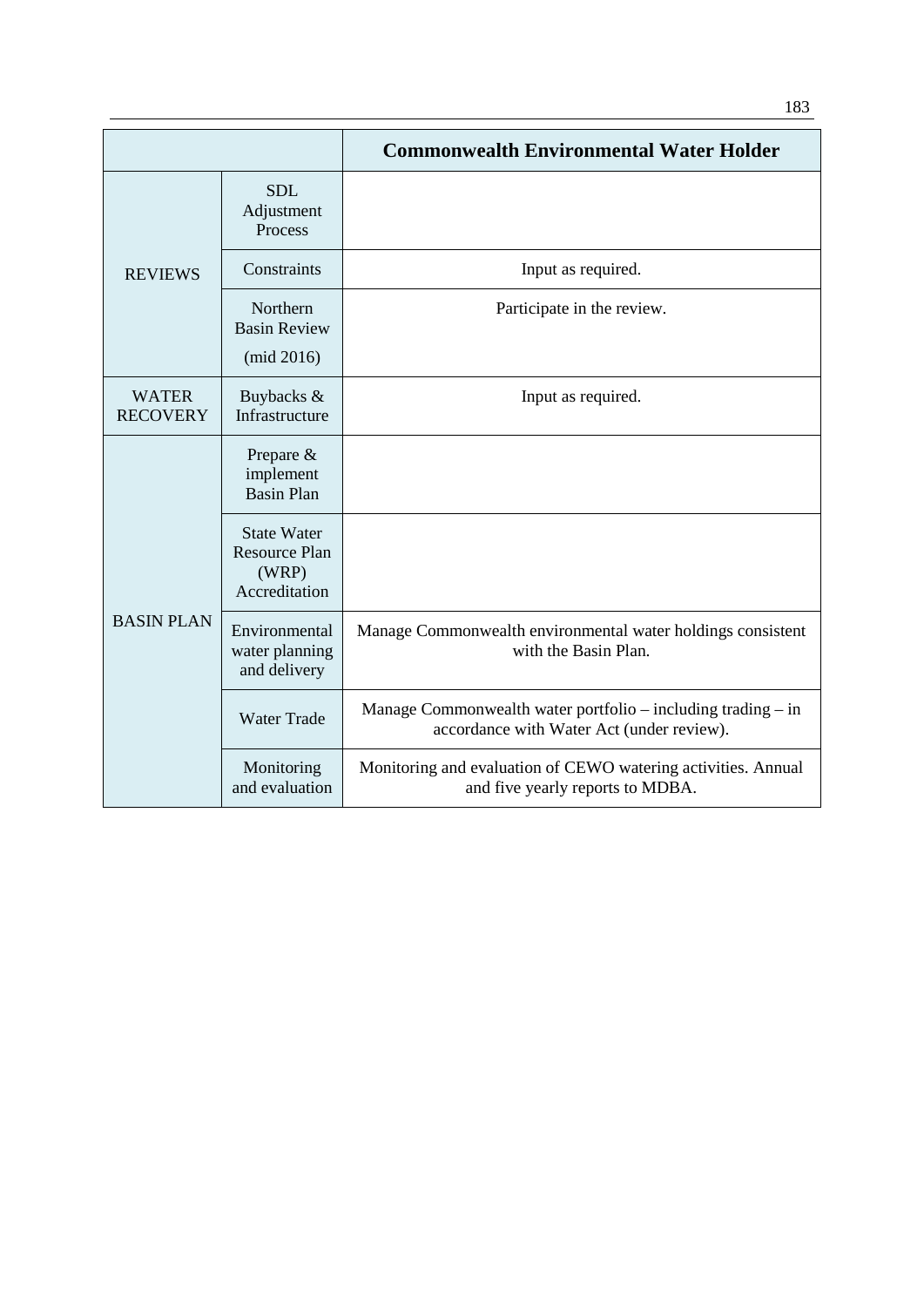| | | Commonwealth Environmental Water Holder |
|---|---|---|
| REVIEWS | SDL Adjustment Process | |
| | Constraints | Input as required. |
| | Northern Basin Review (mid 2016) | Participate in the review. |
| WATER RECOVERY | Buybacks & Infrastructure | Input as required. |
| BASIN PLAN | Prepare & implement Basin Plan | |
| | State Water Resource Plan (WRP) Accreditation | |
| | Environmental water planning and delivery | Manage Commonwealth environmental water holdings consistent with the Basin Plan. |
| | Water Trade | Manage Commonwealth water portfolio – including trading – in accordance with Water Act (under review). |
| | Monitoring and evaluation | Monitoring and evaluation of CEWO watering activities. Annual and five yearly reports to MDBA. |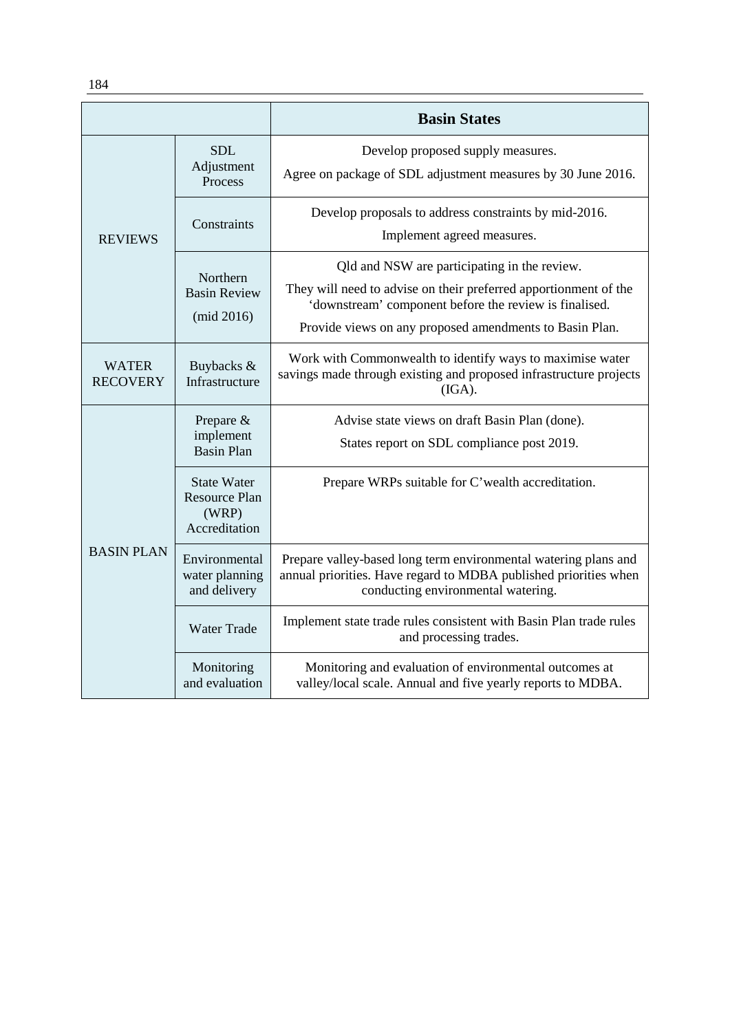| | | Basin States |
|---|---|---|
| REVIEWS | SDL Adjustment Process | Develop proposed supply measures.<br>Agree on package of SDL adjustment measures by 30 June 2016. |
| | Constraints | Develop proposals to address constraints by mid-2016.<br>Implement agreed measures. |
| | Northern Basin Review (mid 2016) | Qld and NSW are participating in the review.<br>They will need to advise on their preferred apportionment of the 'downstream' component before the review is finalised.<br>Provide views on any proposed amendments to Basin Plan. |
| WATER RECOVERY | Buybacks & Infrastructure | Work with Commonwealth to identify ways to maximise water savings made through existing and proposed infrastructure projects (IGA). |
| BASIN PLAN | Prepare & implement Basin Plan | Advise state views on draft Basin Plan (done).<br>States report on SDL compliance post 2019. |
| | State Water Resource Plan (WRP) Accreditation | Prepare WRPs suitable for C'wealth accreditation. |
| | Environmental water planning and delivery | Prepare valley-based long term environmental watering plans and annual priorities. Have regard to MDBA published priorities when conducting environmental watering. |
| | Water Trade | Implement state trade rules consistent with Basin Plan trade rules and processing trades. |
| | Monitoring and evaluation | Monitoring and evaluation of environmental outcomes at valley/local scale. Annual and five yearly reports to MDBA. |